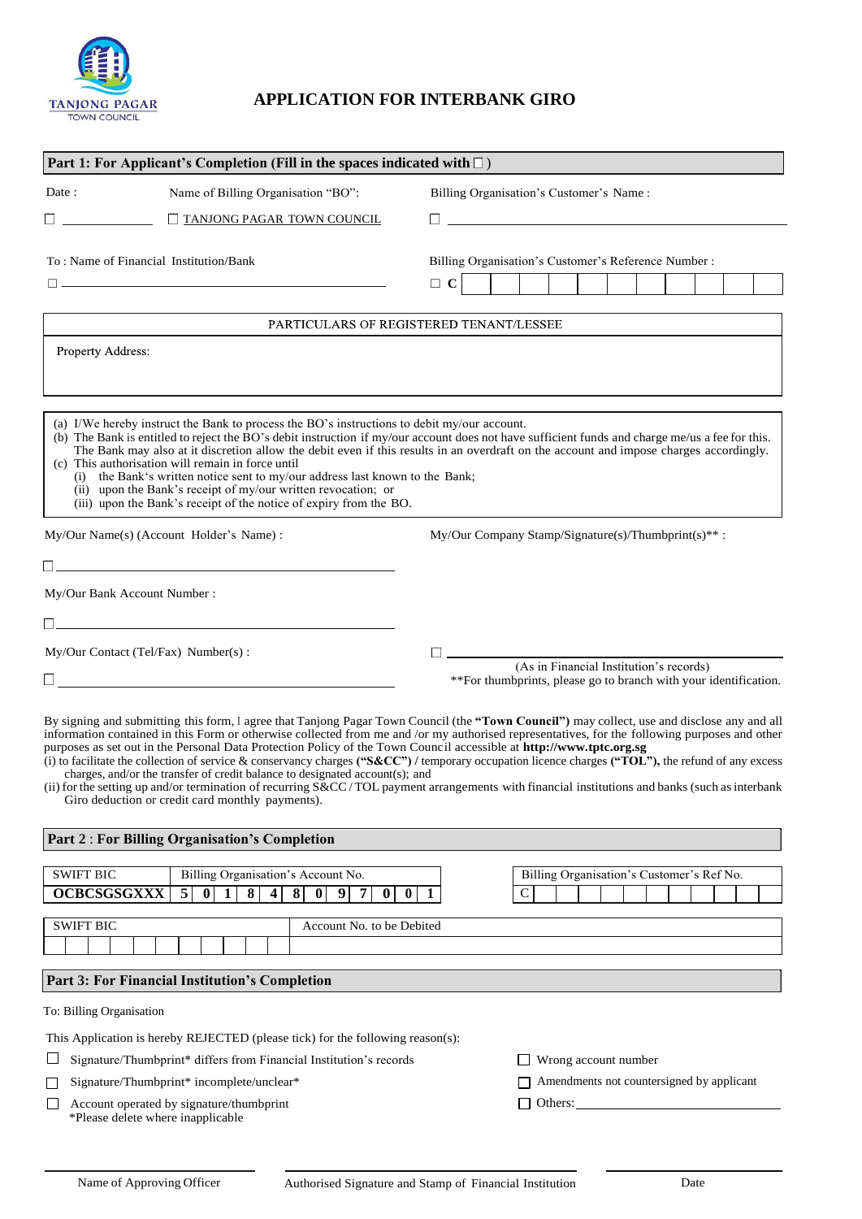TANJONG PAGAR
TOWN COUNCIL

# APPLICATION FOR INTERBANK GIRO

## Part 1: For Applicant's Completion (Fill in the spaces indicated with □)

Date :

□ ____________

Name of Billing Organisation "BO":

□ TANJONG PAGAR TOWN COUNCIL

Billing Organisation's Customer's Name :

□ ______________________________

To : Name of Financial Institution/Bank

□ ______________________________

Billing Organisation's Customer's Reference Number :

□ C | | | | | | | | | | |

PARTICULARS OF REGISTERED TENANT/LESSEE

Property Address:

(a) I/We hereby instruct the Bank to process the BO's instructions to debit my/our account.
(b) The Bank is entitled to reject the BO's debit instruction if my/our account does not have sufficient funds and charge me/us a fee for this. The Bank may also at it discretion allow the debit even if this results in an overdraft on the account and impose charges accordingly.
(c) This authorisation will remain in force until
  (i) the Bank's written notice sent to my/our address last known to the Bank;
  (ii) upon the Bank's receipt of my/our written revocation; or
  (iii) upon the Bank's receipt of the notice of expiry from the BO.

My/Our Name(s) (Account Holder's Name) :

□ ______________________________

My/Our Bank Account Number :

□ ______________________________

My/Our Contact (Tel/Fax) Number(s) :

□ ______________________________

My/Our Company Stamp/Signature(s)/Thumbprint(s)** :

□ ______________________________
(As in Financial Institution's records)
**For thumbprints, please go to branch with your identification.

By signing and submitting this form, I agree that Tanjong Pagar Town Council (the **"Town Council")** may collect, use and disclose any and all information contained in this Form or otherwise collected from me and /or my authorised representatives, for the following purposes and other purposes as set out in the Personal Data Protection Policy of the Town Council accessible at **http://www.tptc.org.sg**

(i) to facilitate the collection of service & conservancy charges **("S&CC") /** temporary occupation licence charges **("TOL"),** the refund of any excess charges, and/or the transfer of credit balance to designated account(s); and
(ii) for the setting up and/or termination of recurring S&CC / TOL payment arrangements with financial institutions and banks (such as interbank Giro deduction or credit card monthly payments).

## Part 2 : For Billing Organisation's Completion

| SWIFT BIC | Billing Organisation's Account No. |
|---|---|
| **OCBCSGSGXXX** | **5 0 1 8 4 8 0 9 7 0 0 1** |

| Billing Organisation's Customer's Ref No. |
|---|
| C |

| SWIFT BIC | Account No. to be Debited |
|---|---|
| | |

## Part 3: For Financial Institution's Completion

To: Billing Organisation

This Application is hereby REJECTED (please tick) for the following reason(s):

- □ Signature/Thumbprint* differs from Financial Institution's records
- □ Signature/Thumbprint* incomplete/unclear*
- □ Account operated by signature/thumbprint
  *Please delete where inapplicable
- □ Wrong account number
- □ Amendments not countersigned by applicant
- □ Others: ______________________

______________________ ______________________ ______________________
Name of Approving Officer | Authorised Signature and Stamp of Financial Institution | Date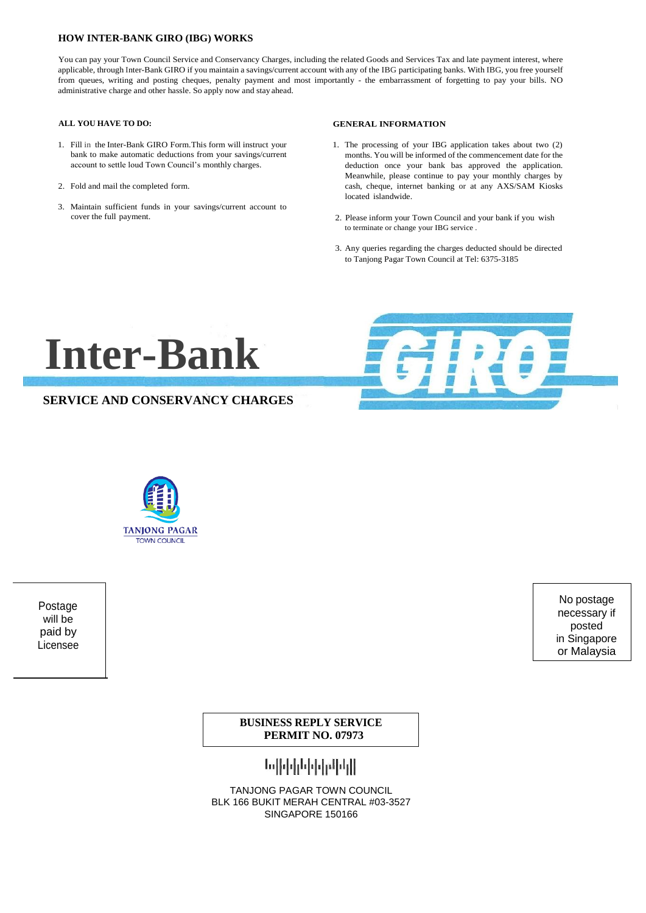## HOW INTER-BANK GIRO (IBG) WORKS

You can pay your Town Council Service and Conservancy Charges, including the related Goods and Services Tax and late payment interest, where applicable, through Inter-Bank GIRO if you maintain a savings/current account with any of the IBG participating banks. With IBG, you free yourself from queues, writing and posting cheques, penalty payment and most importantly - the embarrassment of forgetting to pay your bills. NO administrative charge and other hassle. So apply now and stay ahead.

### ALL YOU HAVE TO DO:

1. Fill in the Inter-Bank GIRO Form.This form will instruct your bank to make automatic deductions from your savings/current account to settle loud Town Council's monthly charges.
2. Fold and mail the completed form.
3. Maintain sufficient funds in your savings/current account to cover the full payment.

### GENERAL INFORMATION

1. The processing of your IBG application takes about two (2) months. You will be informed of the commencement date for the deduction once your bank bas approved the application. Meanwhile, please continue to pay your monthly charges by cash, cheque, internet banking or at any AXS/SAM Kiosks located islandwide.
2. Please inform your Town Council and your bank if you wish to terminate or change your IBG service .
3. Any queries regarding the charges deducted should be directed to Tanjong Pagar Town Council at Tel: 6375-3185

# Inter-Bank GIRO

## SERVICE AND CONSERVANCY CHARGES

TANJONG PAGAR TOWN COUNCIL

Postage will be paid by Licensee

No postage necessary if posted in Singapore or Malaysia

**BUSINESS REPLY SERVICE**
**PERMIT NO. 07973**

TANJONG PAGAR TOWN COUNCIL
BLK 166 BUKIT MERAH CENTRAL #03-3527
SINGAPORE 150166